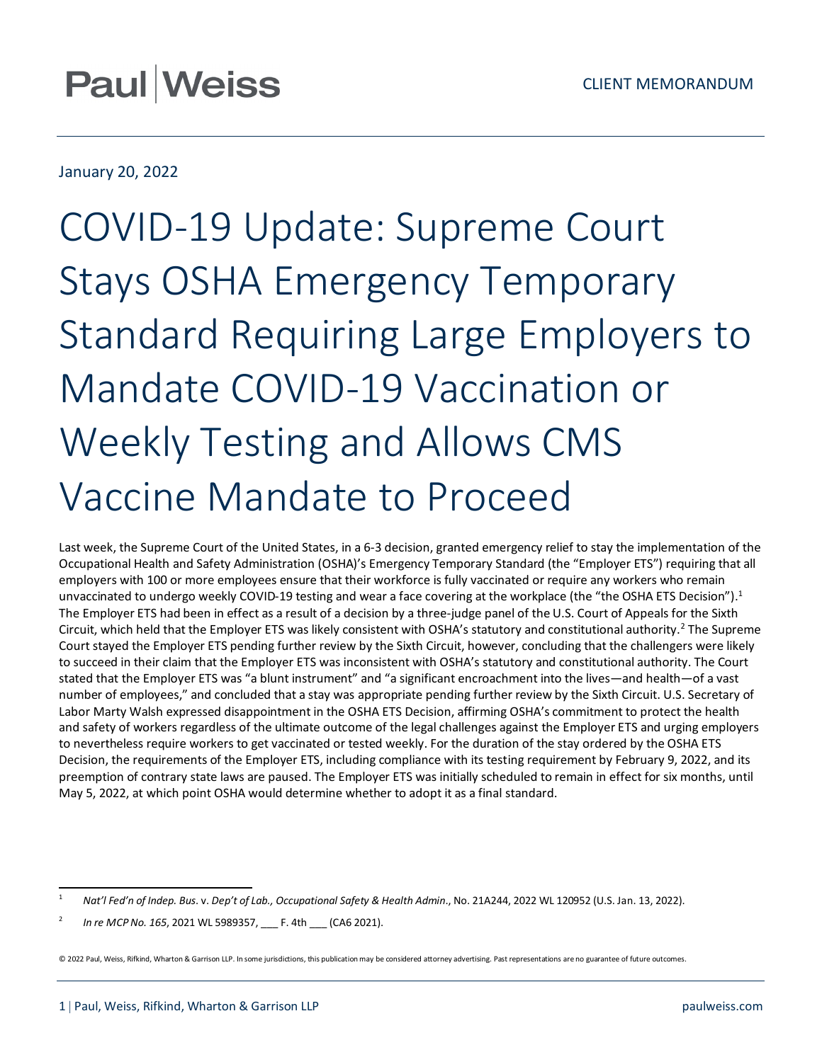Paul | Weiss

CLIENT MEMORANDUM

January 20, 2022

# COVID-19 Update: Supreme Court Stays OSHA Emergency Temporary Standard Requiring Large Employers to Mandate COVID-19 Vaccination or Weekly Testing and Allows CMS Vaccine Mandate to Proceed

Last week, the Supreme Court of the United States, in a 6-3 decision, granted emergency relief to stay the implementation of the Occupational Health and Safety Administration (OSHA)'s Emergency Temporary Standard (the "Employer ETS") requiring that all employers with 100 or more employees ensure that their workforce is fully vaccinated or require any workers who remain unvaccinated to undergo weekly COVID-19 testing and wear a face covering at the workplace (the "the OSHA ETS Decision").[1] The Employer ETS had been in effect as a result of a decision by a three-judge panel of the U.S. Court of Appeals for the Sixth Circuit, which held that the Employer ETS was likely consistent with OSHA's statutory and constitutional authority.[2] The Supreme Court stayed the Employer ETS pending further review by the Sixth Circuit, however, concluding that the challengers were likely to succeed in their claim that the Employer ETS was inconsistent with OSHA's statutory and constitutional authority. The Court stated that the Employer ETS was "a blunt instrument" and "a significant encroachment into the lives—and health—of a vast number of employees," and concluded that a stay was appropriate pending further review by the Sixth Circuit. U.S. Secretary of Labor Marty Walsh expressed disappointment in the OSHA ETS Decision, affirming OSHA's commitment to protect the health and safety of workers regardless of the ultimate outcome of the legal challenges against the Employer ETS and urging employers to nevertheless require workers to get vaccinated or tested weekly. For the duration of the stay ordered by the OSHA ETS Decision, the requirements of the Employer ETS, including compliance with its testing requirement by February 9, 2022, and its preemption of contrary state laws are paused. The Employer ETS was initially scheduled to remain in effect for six months, until May 5, 2022, at which point OSHA would determine whether to adopt it as a final standard.

---

[1] *Nat'l Fed'n of Indep. Bus.* v. *Dep't of Lab., Occupational Safety & Health Admin.*, No. 21A244, 2022 WL 120952 (U.S. Jan. 13, 2022).

[2] *In re MCP No. 165*, 2021 WL 5989357, ___ F. 4th ___ (CA6 2021).

© 2022 Paul, Weiss, Rifkind, Wharton & Garrison LLP. In some jurisdictions, this publication may be considered attorney advertising. Past representations are no guarantee of future outcomes.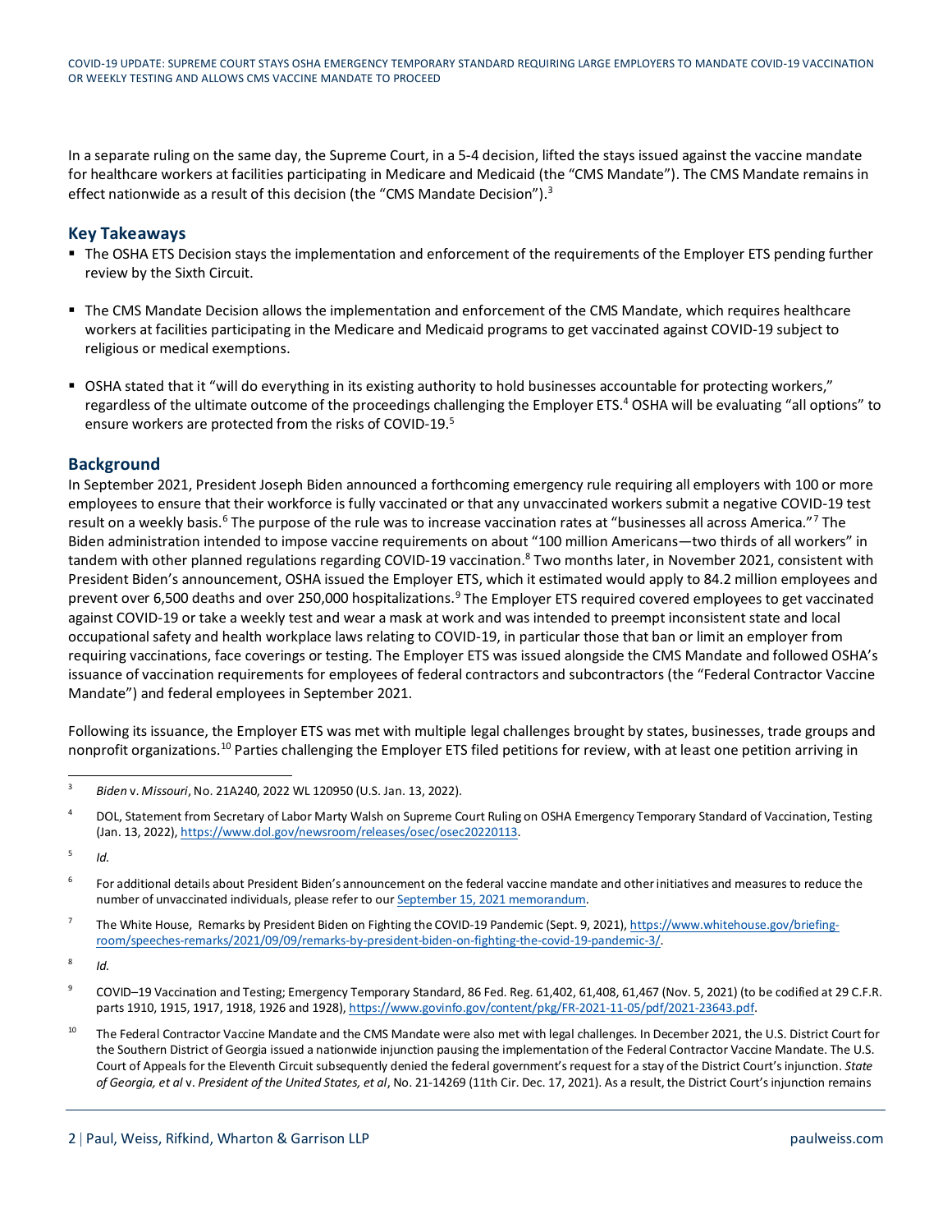In a separate ruling on the same day, the Supreme Court, in a 5-4 decision, lifted the stays issued against the vaccine mandate for healthcare workers at facilities participating in Medicare and Medicaid (the "CMS Mandate"). The CMS Mandate remains in effect nationwide as a result of this decision (the "CMS Mandate Decision").[3]

## Key Takeaways

- The OSHA ETS Decision stays the implementation and enforcement of the requirements of the Employer ETS pending further review by the Sixth Circuit.
- The CMS Mandate Decision allows the implementation and enforcement of the CMS Mandate, which requires healthcare workers at facilities participating in the Medicare and Medicaid programs to get vaccinated against COVID-19 subject to religious or medical exemptions.
- OSHA stated that it "will do everything in its existing authority to hold businesses accountable for protecting workers," regardless of the ultimate outcome of the proceedings challenging the Employer ETS.[4] OSHA will be evaluating "all options" to ensure workers are protected from the risks of COVID-19.[5]

## Background

In September 2021, President Joseph Biden announced a forthcoming emergency rule requiring all employers with 100 or more employees to ensure that their workforce is fully vaccinated or that any unvaccinated workers submit a negative COVID-19 test result on a weekly basis.[6] The purpose of the rule was to increase vaccination rates at "businesses all across America."[7] The Biden administration intended to impose vaccine requirements on about "100 million Americans—two thirds of all workers" in tandem with other planned regulations regarding COVID-19 vaccination.[8] Two months later, in November 2021, consistent with President Biden's announcement, OSHA issued the Employer ETS, which it estimated would apply to 84.2 million employees and prevent over 6,500 deaths and over 250,000 hospitalizations.[9] The Employer ETS required covered employees to get vaccinated against COVID-19 or take a weekly test and wear a mask at work and was intended to preempt inconsistent state and local occupational safety and health workplace laws relating to COVID-19, in particular those that ban or limit an employer from requiring vaccinations, face coverings or testing. The Employer ETS was issued alongside the CMS Mandate and followed OSHA's issuance of vaccination requirements for employees of federal contractors and subcontractors (the "Federal Contractor Vaccine Mandate") and federal employees in September 2021.

Following its issuance, the Employer ETS was met with multiple legal challenges brought by states, businesses, trade groups and nonprofit organizations.[10] Parties challenging the Employer ETS filed petitions for review, with at least one petition arriving in

---

[3] *Biden* v. *Missouri*, No. 21A240, 2022 WL 120950 (U.S. Jan. 13, 2022).

[4] DOL, Statement from Secretary of Labor Marty Walsh on Supreme Court Ruling on OSHA Emergency Temporary Standard of Vaccination, Testing (Jan. 13, 2022), https://www.dol.gov/newsroom/releases/osec/osec20220113.

[5] *Id.*

[6] For additional details about President Biden's announcement on the federal vaccine mandate and other initiatives and measures to reduce the number of unvaccinated individuals, please refer to our September 15, 2021 memorandum.

[7] The White House, Remarks by President Biden on Fighting the COVID-19 Pandemic (Sept. 9, 2021), https://www.whitehouse.gov/briefing-room/speeches-remarks/2021/09/09/remarks-by-president-biden-on-fighting-the-covid-19-pandemic-3/.

[8] *Id.*

[9] COVID–19 Vaccination and Testing; Emergency Temporary Standard, 86 Fed. Reg. 61,402, 61,408, 61,467 (Nov. 5, 2021) (to be codified at 29 C.F.R. parts 1910, 1915, 1917, 1918, 1926 and 1928), https://www.govinfo.gov/content/pkg/FR-2021-11-05/pdf/2021-23643.pdf.

[10] The Federal Contractor Vaccine Mandate and the CMS Mandate were also met with legal challenges. In December 2021, the U.S. District Court for the Southern District of Georgia issued a nationwide injunction pausing the implementation of the Federal Contractor Vaccine Mandate. The U.S. Court of Appeals for the Eleventh Circuit subsequently denied the federal government's request for a stay of the District Court's injunction. *State of Georgia, et al* v. *President of the United States, et al*, No. 21-14269 (11th Cir. Dec. 17, 2021). As a result, the District Court's injunction remains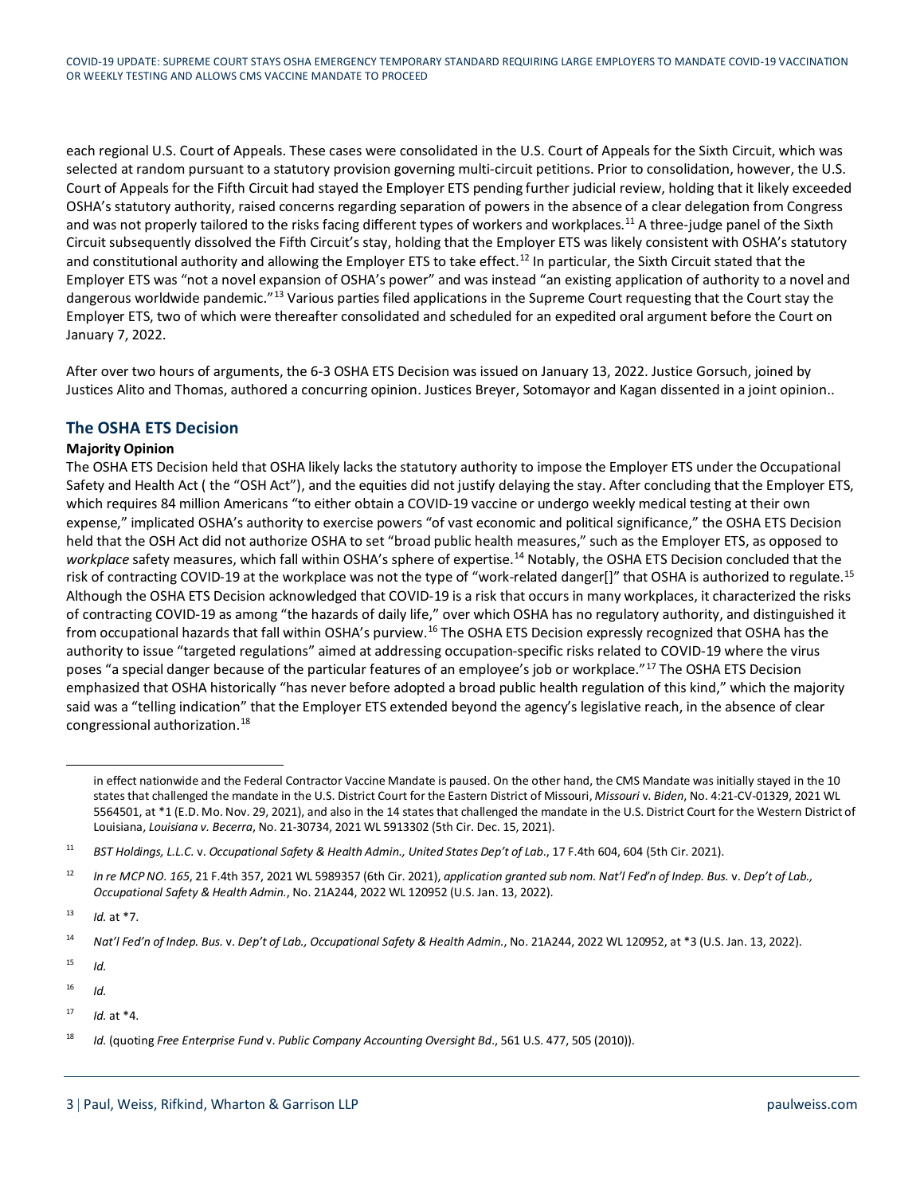each regional U.S. Court of Appeals. These cases were consolidated in the U.S. Court of Appeals for the Sixth Circuit, which was selected at random pursuant to a statutory provision governing multi-circuit petitions. Prior to consolidation, however, the U.S. Court of Appeals for the Fifth Circuit had stayed the Employer ETS pending further judicial review, holding that it likely exceeded OSHA's statutory authority, raised concerns regarding separation of powers in the absence of a clear delegation from Congress and was not properly tailored to the risks facing different types of workers and workplaces.[11] A three-judge panel of the Sixth Circuit subsequently dissolved the Fifth Circuit's stay, holding that the Employer ETS was likely consistent with OSHA's statutory and constitutional authority and allowing the Employer ETS to take effect.[12] In particular, the Sixth Circuit stated that the Employer ETS was "not a novel expansion of OSHA's power" and was instead "an existing application of authority to a novel and dangerous worldwide pandemic."[13] Various parties filed applications in the Supreme Court requesting that the Court stay the Employer ETS, two of which were thereafter consolidated and scheduled for an expedited oral argument before the Court on January 7, 2022.

After over two hours of arguments, the 6-3 OSHA ETS Decision was issued on January 13, 2022. Justice Gorsuch, joined by Justices Alito and Thomas, authored a concurring opinion. Justices Breyer, Sotomayor and Kagan dissented in a joint opinion..

## The OSHA ETS Decision

### Majority Opinion

The OSHA ETS Decision held that OSHA likely lacks the statutory authority to impose the Employer ETS under the Occupational Safety and Health Act ( the "OSH Act"), and the equities did not justify delaying the stay. After concluding that the Employer ETS, which requires 84 million Americans "to either obtain a COVID-19 vaccine or undergo weekly medical testing at their own expense," implicated OSHA's authority to exercise powers "of vast economic and political significance," the OSHA ETS Decision held that the OSH Act did not authorize OSHA to set "broad public health measures," such as the Employer ETS, as opposed to *workplace* safety measures, which fall within OSHA's sphere of expertise.[14] Notably, the OSHA ETS Decision concluded that the risk of contracting COVID-19 at the workplace was not the type of "work-related danger[]" that OSHA is authorized to regulate.[15] Although the OSHA ETS Decision acknowledged that COVID-19 is a risk that occurs in many workplaces, it characterized the risks of contracting COVID-19 as among "the hazards of daily life," over which OSHA has no regulatory authority, and distinguished it from occupational hazards that fall within OSHA's purview.[16] The OSHA ETS Decision expressly recognized that OSHA has the authority to issue "targeted regulations" aimed at addressing occupation-specific risks related to COVID-19 where the virus poses "a special danger because of the particular features of an employee's job or workplace."[17] The OSHA ETS Decision emphasized that OSHA historically "has never before adopted a broad public health regulation of this kind," which the majority said was a "telling indication" that the Employer ETS extended beyond the agency's legislative reach, in the absence of clear congressional authorization.[18]

---

in effect nationwide and the Federal Contractor Vaccine Mandate is paused. On the other hand, the CMS Mandate was initially stayed in the 10 states that challenged the mandate in the U.S. District Court for the Eastern District of Missouri, *Missouri v. Biden*, No. 4:21-CV-01329, 2021 WL 5564501, at *1 (E.D. Mo. Nov. 29, 2021), and also in the 14 states that challenged the mandate in the U.S. District Court for the Western District of Louisiana, *Louisiana v. Becerra*, No. 21-30734, 2021 WL 5913302 (5th Cir. Dec. 15, 2021).

[11] *BST Holdings, L.L.C. v. Occupational Safety & Health Admin., United States Dep't of Lab.*, 17 F.4th 604, 604 (5th Cir. 2021).

[12] *In re MCP NO. 165*, 21 F.4th 357, 2021 WL 5989357 (6th Cir. 2021), *application granted sub nom. Nat'l Fed'n of Indep. Bus. v. Dep't of Lab., Occupational Safety & Health Admin.*, No. 21A244, 2022 WL 120952 (U.S. Jan. 13, 2022).

[13] *Id.* at *7.

[14] *Nat'l Fed'n of Indep. Bus. v. Dep't of Lab., Occupational Safety & Health Admin.*, No. 21A244, 2022 WL 120952, at *3 (U.S. Jan. 13, 2022).

[15] *Id.*

[16] *Id.*

[17] *Id.* at *4.

[18] *Id.* (quoting *Free Enterprise Fund v. Public Company Accounting Oversight Bd.*, 561 U.S. 477, 505 (2010)).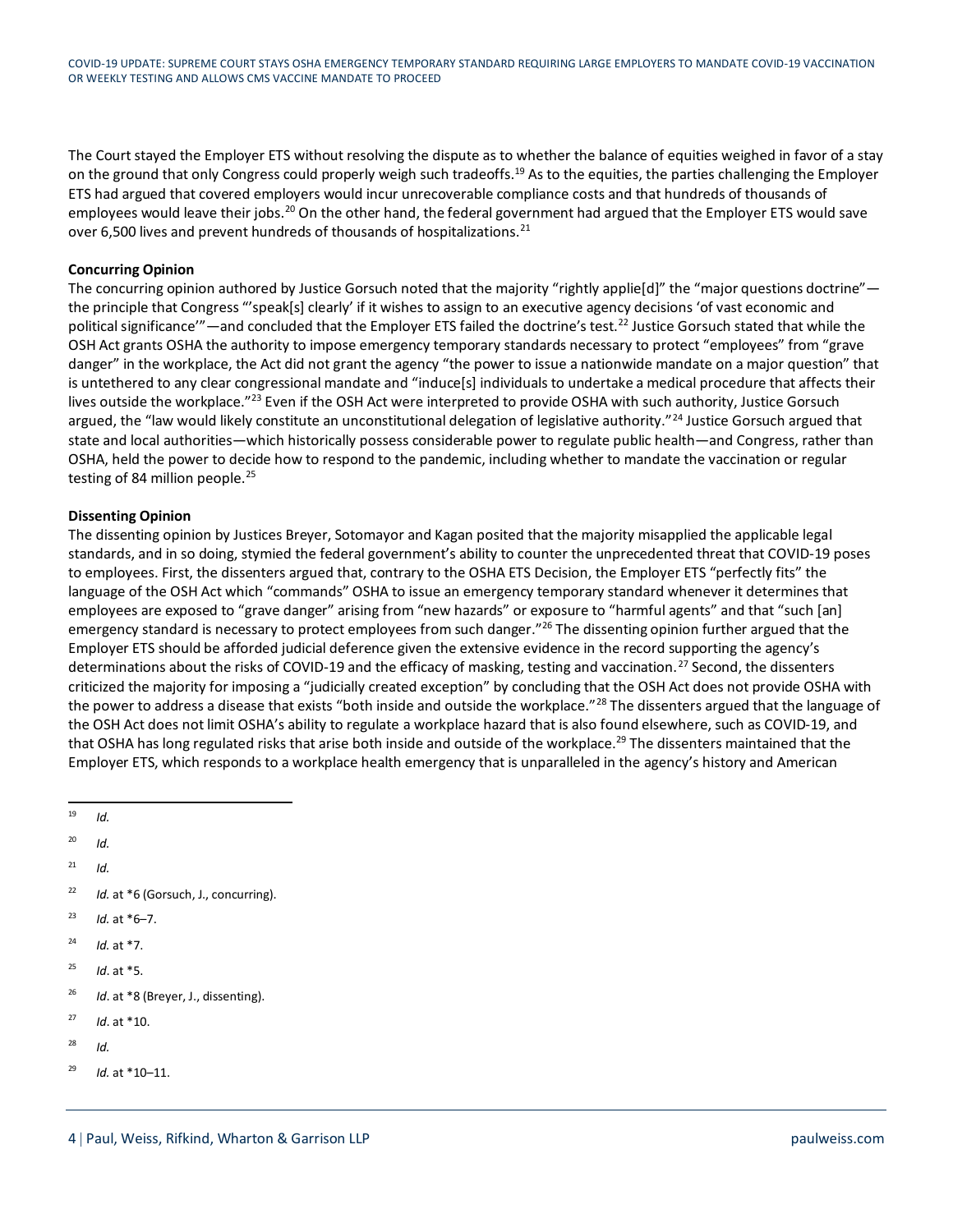The Court stayed the Employer ETS without resolving the dispute as to whether the balance of equities weighed in favor of a stay on the ground that only Congress could properly weigh such tradeoffs.[19] As to the equities, the parties challenging the Employer ETS had argued that covered employers would incur unrecoverable compliance costs and that hundreds of thousands of employees would leave their jobs.[20] On the other hand, the federal government had argued that the Employer ETS would save over 6,500 lives and prevent hundreds of thousands of hospitalizations.[21]

**Concurring Opinion**

The concurring opinion authored by Justice Gorsuch noted that the majority "rightly applie[d]" the "major questions doctrine"—the principle that Congress "'speak[s] clearly' if it wishes to assign to an executive agency decisions 'of vast economic and political significance'"—and concluded that the Employer ETS failed the doctrine's test.[22] Justice Gorsuch stated that while the OSH Act grants OSHA the authority to impose emergency temporary standards necessary to protect "employees" from "grave danger" in the workplace, the Act did not grant the agency "the power to issue a nationwide mandate on a major question" that is untethered to any clear congressional mandate and "induce[s] individuals to undertake a medical procedure that affects their lives outside the workplace."[23] Even if the OSH Act were interpreted to provide OSHA with such authority, Justice Gorsuch argued, the "law would likely constitute an unconstitutional delegation of legislative authority."[24] Justice Gorsuch argued that state and local authorities—which historically possess considerable power to regulate public health—and Congress, rather than OSHA, held the power to decide how to respond to the pandemic, including whether to mandate the vaccination or regular testing of 84 million people.[25]

**Dissenting Opinion**

The dissenting opinion by Justices Breyer, Sotomayor and Kagan posited that the majority misapplied the applicable legal standards, and in so doing, stymied the federal government's ability to counter the unprecedented threat that COVID-19 poses to employees. First, the dissenters argued that, contrary to the OSHA ETS Decision, the Employer ETS "perfectly fits" the language of the OSH Act which "commands" OSHA to issue an emergency temporary standard whenever it determines that employees are exposed to "grave danger" arising from "new hazards" or exposure to "harmful agents" and that "such [an] emergency standard is necessary to protect employees from such danger."[26] The dissenting opinion further argued that the Employer ETS should be afforded judicial deference given the extensive evidence in the record supporting the agency's determinations about the risks of COVID-19 and the efficacy of masking, testing and vaccination.[27] Second, the dissenters criticized the majority for imposing a "judicially created exception" by concluding that the OSH Act does not provide OSHA with the power to address a disease that exists "both inside and outside the workplace."[28] The dissenters argued that the language of the OSH Act does not limit OSHA's ability to regulate a workplace hazard that is also found elsewhere, such as COVID-19, and that OSHA has long regulated risks that arise both inside and outside of the workplace.[29] The dissenters maintained that the Employer ETS, which responds to a workplace health emergency that is unparalleled in the agency's history and American

---

[19] *Id.*

[20] *Id.*

[21] *Id.*

[22] *Id.* at *6 (Gorsuch, J., concurring).

[23] *Id.* at *6–7.

[24] *Id.* at *7.

[25] *Id*. at *5.

[26] *Id*. at *8 (Breyer, J., dissenting).

[27] *Id*. at *10.

[28] *Id.*

[29] *Id.* at *10–11.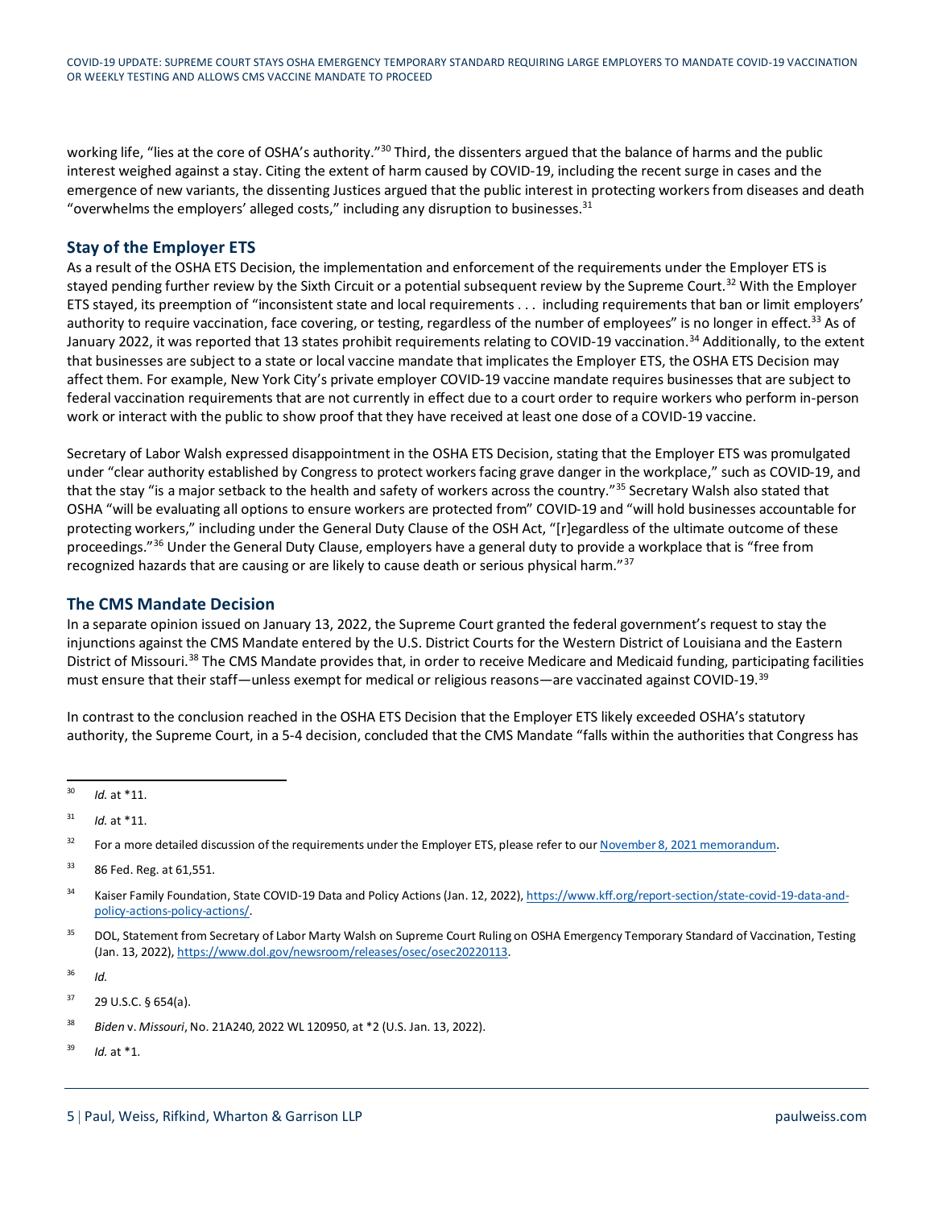working life, "lies at the core of OSHA's authority."[30] Third, the dissenters argued that the balance of harms and the public interest weighed against a stay. Citing the extent of harm caused by COVID-19, including the recent surge in cases and the emergence of new variants, the dissenting Justices argued that the public interest in protecting workers from diseases and death "overwhelms the employers' alleged costs," including any disruption to businesses.[31]

## Stay of the Employer ETS

As a result of the OSHA ETS Decision, the implementation and enforcement of the requirements under the Employer ETS is stayed pending further review by the Sixth Circuit or a potential subsequent review by the Supreme Court.[32] With the Employer ETS stayed, its preemption of "inconsistent state and local requirements . . . including requirements that ban or limit employers' authority to require vaccination, face covering, or testing, regardless of the number of employees" is no longer in effect.[33] As of January 2022, it was reported that 13 states prohibit requirements relating to COVID-19 vaccination.[34] Additionally, to the extent that businesses are subject to a state or local vaccine mandate that implicates the Employer ETS, the OSHA ETS Decision may affect them. For example, New York City's private employer COVID-19 vaccine mandate requires businesses that are subject to federal vaccination requirements that are not currently in effect due to a court order to require workers who perform in-person work or interact with the public to show proof that they have received at least one dose of a COVID-19 vaccine.

Secretary of Labor Walsh expressed disappointment in the OSHA ETS Decision, stating that the Employer ETS was promulgated under "clear authority established by Congress to protect workers facing grave danger in the workplace," such as COVID-19, and that the stay "is a major setback to the health and safety of workers across the country."[35] Secretary Walsh also stated that OSHA "will be evaluating all options to ensure workers are protected from" COVID-19 and "will hold businesses accountable for protecting workers," including under the General Duty Clause of the OSH Act, "[r]egardless of the ultimate outcome of these proceedings."[36] Under the General Duty Clause, employers have a general duty to provide a workplace that is "free from recognized hazards that are causing or are likely to cause death or serious physical harm."[37]

## The CMS Mandate Decision

In a separate opinion issued on January 13, 2022, the Supreme Court granted the federal government's request to stay the injunctions against the CMS Mandate entered by the U.S. District Courts for the Western District of Louisiana and the Eastern District of Missouri.[38] The CMS Mandate provides that, in order to receive Medicare and Medicaid funding, participating facilities must ensure that their staff—unless exempt for medical or religious reasons—are vaccinated against COVID-19.[39]

In contrast to the conclusion reached in the OSHA ETS Decision that the Employer ETS likely exceeded OSHA's statutory authority, the Supreme Court, in a 5-4 decision, concluded that the CMS Mandate "falls within the authorities that Congress has

---

[30] *Id.* at *11.

[31] *Id.* at *11.

[32] For a more detailed discussion of the requirements under the Employer ETS, please refer to our [November 8, 2021 memorandum](#).

[33] 86 Fed. Reg. at 61,551.

[34] Kaiser Family Foundation, State COVID-19 Data and Policy Actions (Jan. 12, 2022), https://www.kff.org/report-section/state-covid-19-data-and-policy-actions-policy-actions/.

[35] DOL, Statement from Secretary of Labor Marty Walsh on Supreme Court Ruling on OSHA Emergency Temporary Standard of Vaccination, Testing (Jan. 13, 2022), https://www.dol.gov/newsroom/releases/osec/osec20220113.

[36] *Id.*

[37] 29 U.S.C. § 654(a).

[38] *Biden* v. *Missouri*, No. 21A240, 2022 WL 120950, at *2 (U.S. Jan. 13, 2022).

[39] *Id.* at *1.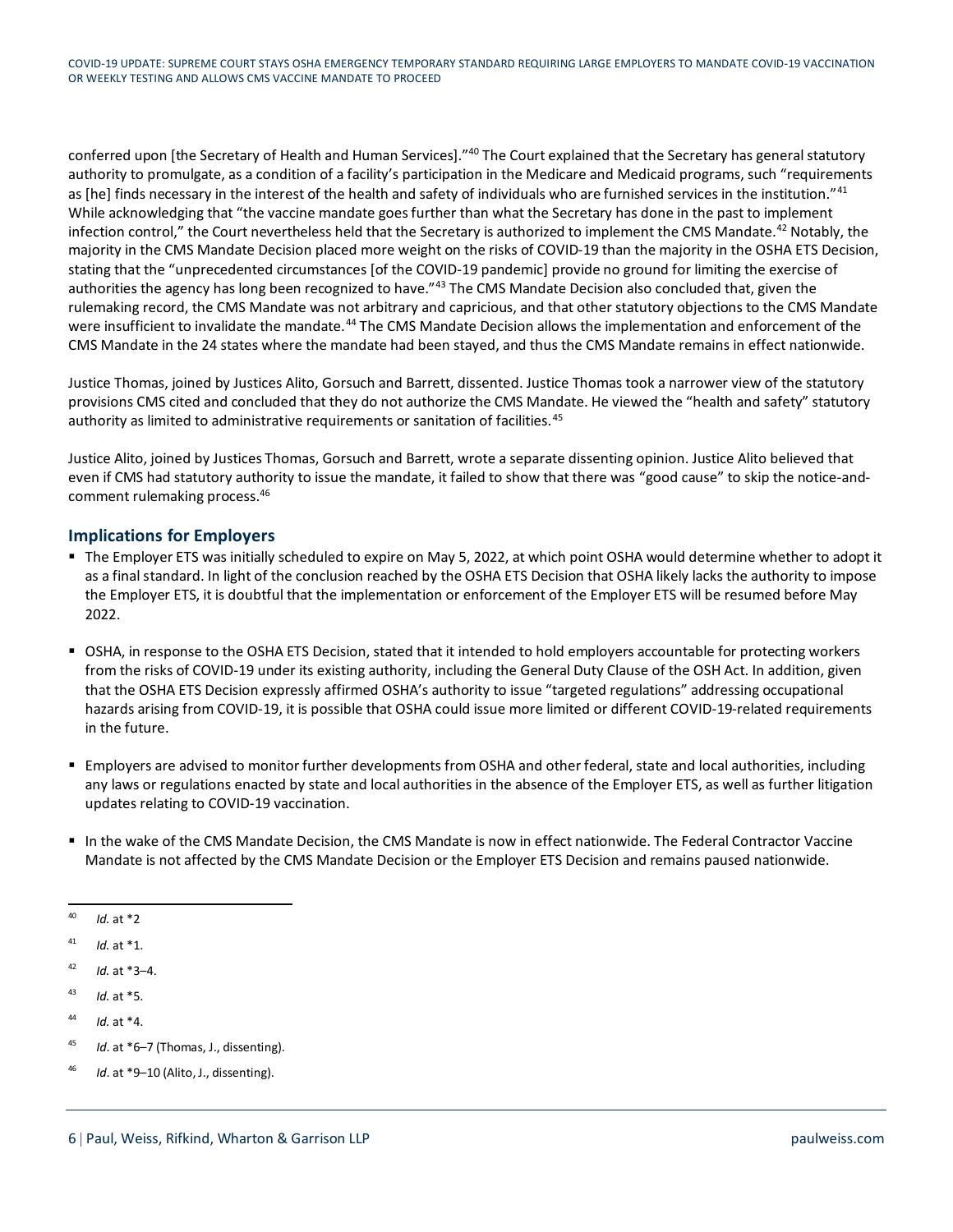conferred upon [the Secretary of Health and Human Services]."[40] The Court explained that the Secretary has general statutory authority to promulgate, as a condition of a facility's participation in the Medicare and Medicaid programs, such "requirements as [he] finds necessary in the interest of the health and safety of individuals who are furnished services in the institution."[41] While acknowledging that "the vaccine mandate goes further than what the Secretary has done in the past to implement infection control," the Court nevertheless held that the Secretary is authorized to implement the CMS Mandate.[42] Notably, the majority in the CMS Mandate Decision placed more weight on the risks of COVID-19 than the majority in the OSHA ETS Decision, stating that the "unprecedented circumstances [of the COVID-19 pandemic] provide no ground for limiting the exercise of authorities the agency has long been recognized to have."[43] The CMS Mandate Decision also concluded that, given the rulemaking record, the CMS Mandate was not arbitrary and capricious, and that other statutory objections to the CMS Mandate were insufficient to invalidate the mandate.[44] The CMS Mandate Decision allows the implementation and enforcement of the CMS Mandate in the 24 states where the mandate had been stayed, and thus the CMS Mandate remains in effect nationwide.

Justice Thomas, joined by Justices Alito, Gorsuch and Barrett, dissented. Justice Thomas took a narrower view of the statutory provisions CMS cited and concluded that they do not authorize the CMS Mandate. He viewed the "health and safety" statutory authority as limited to administrative requirements or sanitation of facilities.[45]

Justice Alito, joined by Justices Thomas, Gorsuch and Barrett, wrote a separate dissenting opinion. Justice Alito believed that even if CMS had statutory authority to issue the mandate, it failed to show that there was "good cause" to skip the notice-and-comment rulemaking process.[46]

## Implications for Employers

- The Employer ETS was initially scheduled to expire on May 5, 2022, at which point OSHA would determine whether to adopt it as a final standard. In light of the conclusion reached by the OSHA ETS Decision that OSHA likely lacks the authority to impose the Employer ETS, it is doubtful that the implementation or enforcement of the Employer ETS will be resumed before May 2022.

- OSHA, in response to the OSHA ETS Decision, stated that it intended to hold employers accountable for protecting workers from the risks of COVID-19 under its existing authority, including the General Duty Clause of the OSH Act. In addition, given that the OSHA ETS Decision expressly affirmed OSHA's authority to issue "targeted regulations" addressing occupational hazards arising from COVID-19, it is possible that OSHA could issue more limited or different COVID-19-related requirements in the future.

- Employers are advised to monitor further developments from OSHA and other federal, state and local authorities, including any laws or regulations enacted by state and local authorities in the absence of the Employer ETS, as well as further litigation updates relating to COVID-19 vaccination.

- In the wake of the CMS Mandate Decision, the CMS Mandate is now in effect nationwide. The Federal Contractor Vaccine Mandate is not affected by the CMS Mandate Decision or the Employer ETS Decision and remains paused nationwide.

---

[40] *Id.* at *2

[41] *Id.* at *1.

[42] *Id.* at *3–4.

[43] *Id.* at *5.

[44] *Id.* at *4.

[45] *Id*. at *6–7 (Thomas, J., dissenting).

[46] *Id*. at *9–10 (Alito, J., dissenting).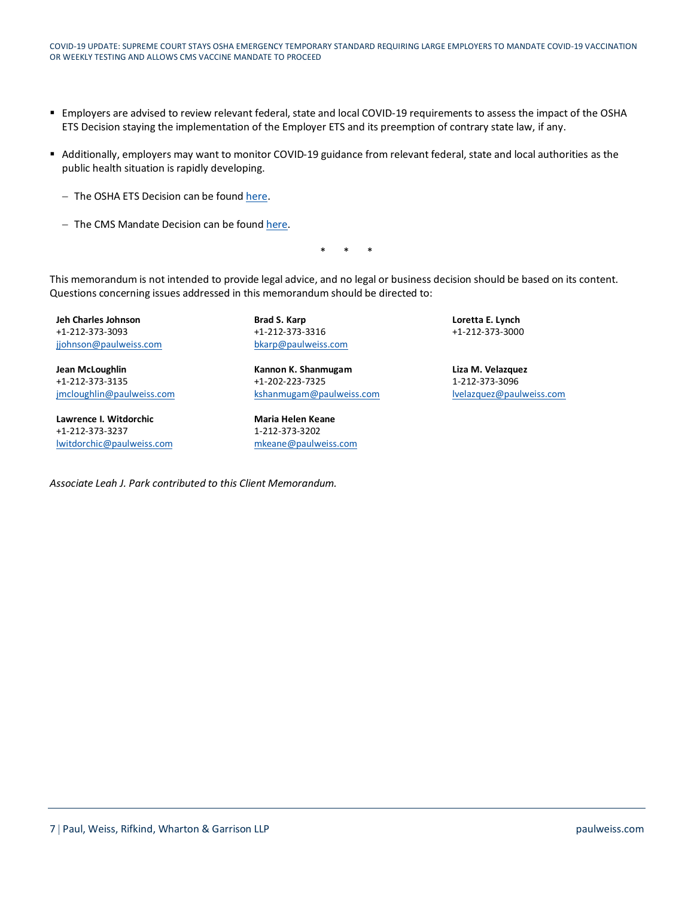- Employers are advised to review relevant federal, state and local COVID-19 requirements to assess the impact of the OSHA ETS Decision staying the implementation of the Employer ETS and its preemption of contrary state law, if any.

- Additionally, employers may want to monitor COVID-19 guidance from relevant federal, state and local authorities as the public health situation is rapidly developing.

  - The OSHA ETS Decision can be found here.

  - The CMS Mandate Decision can be found here.

\*       \*       \*

This memorandum is not intended to provide legal advice, and no legal or business decision should be based on its content. Questions concerning issues addressed in this memorandum should be directed to:

**Jeh Charles Johnson**
+1-212-373-3093
jjohnson@paulweiss.com

**Brad S. Karp**
+1-212-373-3316
bkarp@paulweiss.com

**Loretta E. Lynch**
+1-212-373-3000

**Jean McLoughlin**
+1-212-373-3135
jmcloughlin@paulweiss.com

**Kannon K. Shanmugam**
+1-202-223-7325
kshanmugam@paulweiss.com

**Liza M. Velazquez**
1-212-373-3096
lvelazquez@paulweiss.com

**Lawrence I. Witdorchic**
+1-212-373-3237
lwitdorchic@paulweiss.com

**Maria Helen Keane**
1-212-373-3202
mkeane@paulweiss.com

*Associate Leah J. Park contributed to this Client Memorandum.*